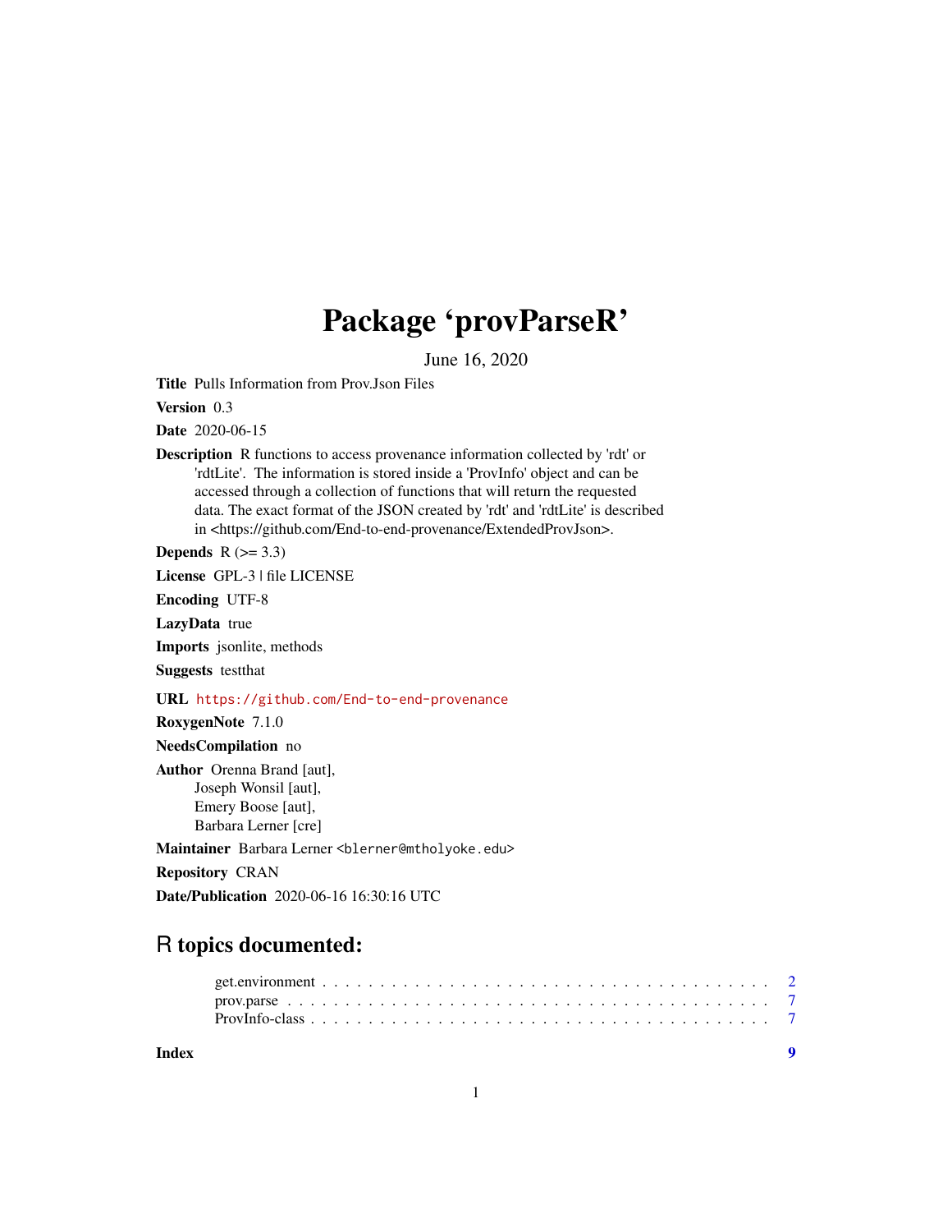# Package 'provParseR'

June 16, 2020

**Title** Pulls Information from Prov.Json Files

**Version** 0.3

**Date** 2020-06-15

**Description** R functions to access provenance information collected by 'rdt' or 'rdtLite'. The information is stored inside a 'ProvInfo' object and can be accessed through a collection of functions that will return the requested data. The exact format of the JSON created by 'rdt' and 'rdtLite' is described in <https://github.com/End-to-end-provenance/ExtendedProvJson>.

**Depends** R (>= 3.3)

**License** GPL-3 | file LICENSE

**Encoding** UTF-8

**LazyData** true

**Imports** jsonlite, methods

**Suggests** testthat

**URL** https://github.com/End-to-end-provenance

**RoxygenNote** 7.1.0

**NeedsCompilation** no

**Author** Orenna Brand [aut], Joseph Wonsil [aut], Emery Boose [aut], Barbara Lerner [cre]

**Maintainer** Barbara Lerner <blerner@mtholyoke.edu>

**Repository** CRAN

**Date/Publication** 2020-06-16 16:30:16 UTC

## R topics documented:

get.environment . . . . . . . . . . . . . . . . . . . . . . . . . . . . . . . . . . . . 2
prov.parse . . . . . . . . . . . . . . . . . . . . . . . . . . . . . . . . . . . . . . . . 7
ProvInfo-class . . . . . . . . . . . . . . . . . . . . . . . . . . . . . . . . . . . . . . 7

**Index** 9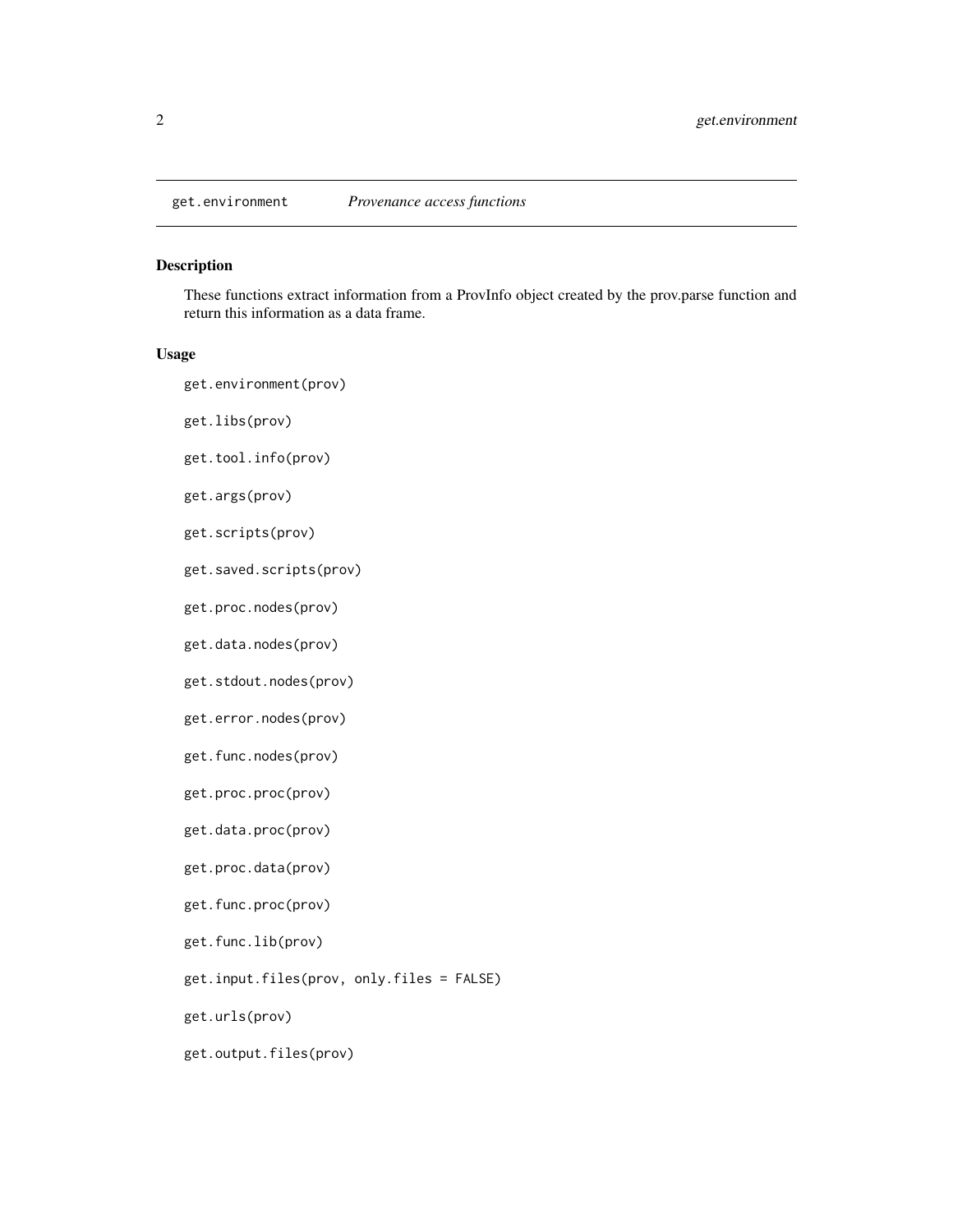get.environment *Provenance access functions*

## Description

These functions extract information from a ProvInfo object created by the prov.parse function and return this information as a data frame.

## Usage

```
get.environment(prov)

get.libs(prov)

get.tool.info(prov)

get.args(prov)

get.scripts(prov)

get.saved.scripts(prov)

get.proc.nodes(prov)

get.data.nodes(prov)

get.stdout.nodes(prov)

get.error.nodes(prov)

get.func.nodes(prov)

get.proc.proc(prov)

get.data.proc(prov)

get.proc.data(prov)

get.func.proc(prov)

get.func.lib(prov)

get.input.files(prov, only.files = FALSE)

get.urls(prov)

get.output.files(prov)
```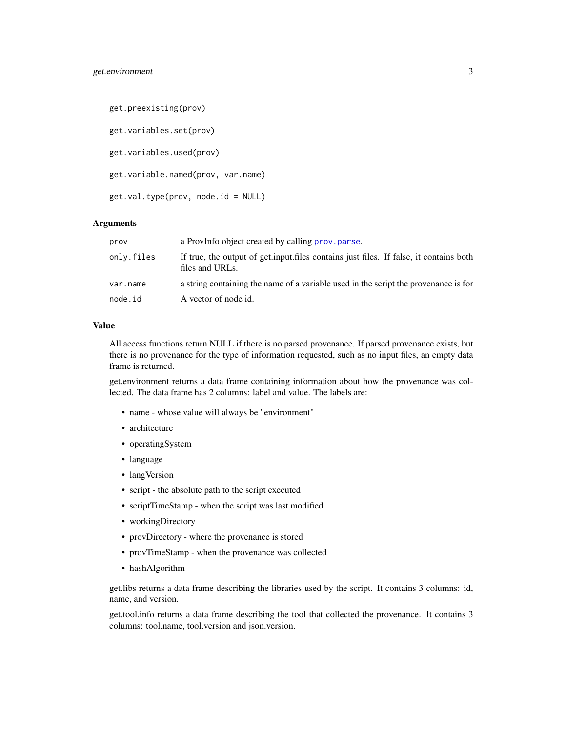```
get.preexisting(prov)

get.variables.set(prov)

get.variables.used(prov)

get.variable.named(prov, var.name)

get.val.type(prov, node.id = NULL)
```

## Arguments

| | |
|---|---|
| `prov` | a ProvInfo object created by calling `prov.parse`. |
| `only.files` | If true, the output of get.input.files contains just files. If false, it contains both files and URLs. |
| `var.name` | a string containing the name of a variable used in the script the provenance is for |
| `node.id` | A vector of node id. |

## Value

All access functions return NULL if there is no parsed provenance. If parsed provenance exists, but there is no provenance for the type of information requested, such as no input files, an empty data frame is returned.

get.environment returns a data frame containing information about how the provenance was collected. The data frame has 2 columns: label and value. The labels are:

- name - whose value will always be "environment"
- architecture
- operatingSystem
- language
- langVersion
- script - the absolute path to the script executed
- scriptTimeStamp - when the script was last modified
- workingDirectory
- provDirectory - where the provenance is stored
- provTimeStamp - when the provenance was collected
- hashAlgorithm

get.libs returns a data frame describing the libraries used by the script. It contains 3 columns: id, name, and version.

get.tool.info returns a data frame describing the tool that collected the provenance. It contains 3 columns: tool.name, tool.version and json.version.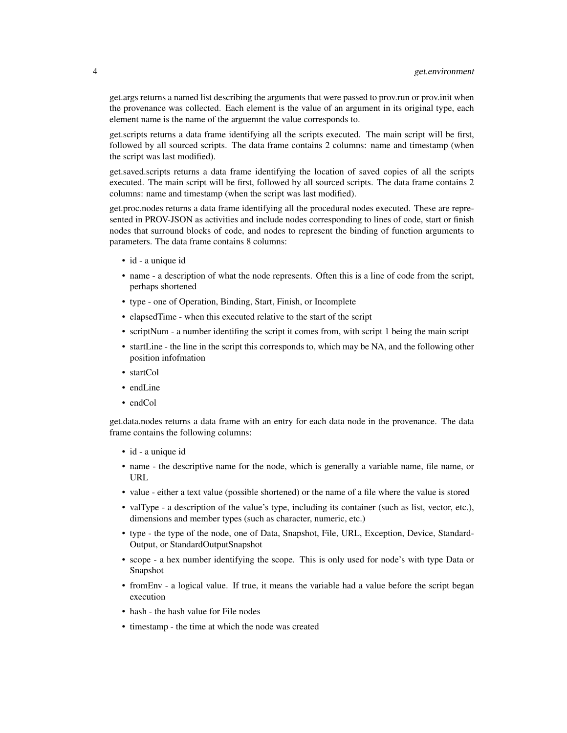get.args returns a named list describing the arguments that were passed to prov.run or prov.init when the provenance was collected. Each element is the value of an argument in its original type, each element name is the name of the arguemnt the value corresponds to.

get.scripts returns a data frame identifying all the scripts executed. The main script will be first, followed by all sourced scripts. The data frame contains 2 columns: name and timestamp (when the script was last modified).

get.saved.scripts returns a data frame identifying the location of saved copies of all the scripts executed. The main script will be first, followed by all sourced scripts. The data frame contains 2 columns: name and timestamp (when the script was last modified).

get.proc.nodes returns a data frame identifying all the procedural nodes executed. These are represented in PROV-JSON as activities and include nodes corresponding to lines of code, start or finish nodes that surround blocks of code, and nodes to represent the binding of function arguments to parameters. The data frame contains 8 columns:

- id - a unique id
- name - a description of what the node represents. Often this is a line of code from the script, perhaps shortened
- type - one of Operation, Binding, Start, Finish, or Incomplete
- elapsedTime - when this executed relative to the start of the script
- scriptNum - a number identifing the script it comes from, with script 1 being the main script
- startLine - the line in the script this corresponds to, which may be NA, and the following other position infofmation
- startCol
- endLine
- endCol

get.data.nodes returns a data frame with an entry for each data node in the provenance. The data frame contains the following columns:

- id - a unique id
- name - the descriptive name for the node, which is generally a variable name, file name, or URL
- value - either a text value (possible shortened) or the name of a file where the value is stored
- valType - a description of the value's type, including its container (such as list, vector, etc.), dimensions and member types (such as character, numeric, etc.)
- type - the type of the node, one of Data, Snapshot, File, URL, Exception, Device, StandardOutput, or StandardOutputSnapshot
- scope - a hex number identifying the scope. This is only used for node's with type Data or Snapshot
- fromEnv - a logical value. If true, it means the variable had a value before the script began execution
- hash - the hash value for File nodes
- timestamp - the time at which the node was created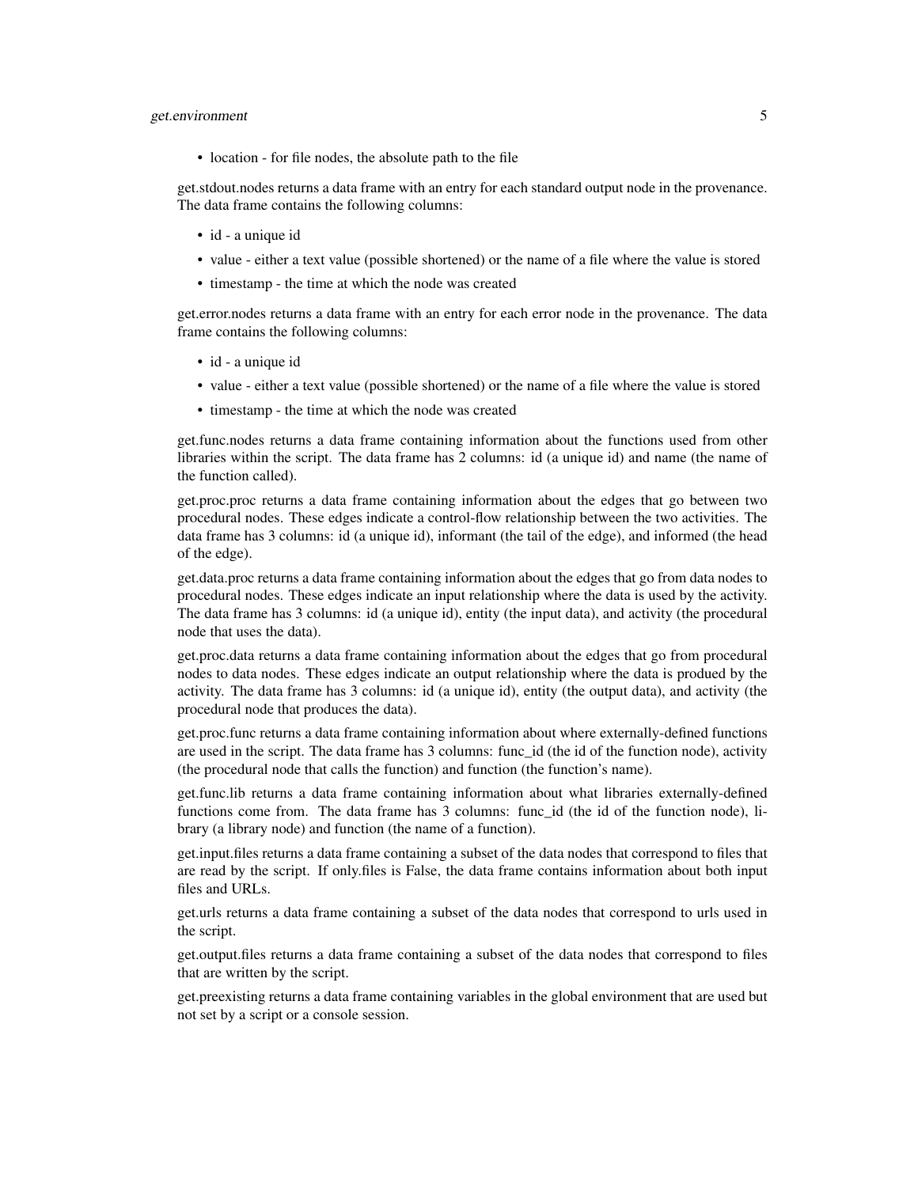- location - for file nodes, the absolute path to the file

get.stdout.nodes returns a data frame with an entry for each standard output node in the provenance. The data frame contains the following columns:

- id - a unique id
- value - either a text value (possible shortened) or the name of a file where the value is stored
- timestamp - the time at which the node was created

get.error.nodes returns a data frame with an entry for each error node in the provenance. The data frame contains the following columns:

- id - a unique id
- value - either a text value (possible shortened) or the name of a file where the value is stored
- timestamp - the time at which the node was created

get.func.nodes returns a data frame containing information about the functions used from other libraries within the script. The data frame has 2 columns: id (a unique id) and name (the name of the function called).

get.proc.proc returns a data frame containing information about the edges that go between two procedural nodes. These edges indicate a control-flow relationship between the two activities. The data frame has 3 columns: id (a unique id), informant (the tail of the edge), and informed (the head of the edge).

get.data.proc returns a data frame containing information about the edges that go from data nodes to procedural nodes. These edges indicate an input relationship where the data is used by the activity. The data frame has 3 columns: id (a unique id), entity (the input data), and activity (the procedural node that uses the data).

get.proc.data returns a data frame containing information about the edges that go from procedural nodes to data nodes. These edges indicate an output relationship where the data is produed by the activity. The data frame has 3 columns: id (a unique id), entity (the output data), and activity (the procedural node that produces the data).

get.proc.func returns a data frame containing information about where externally-defined functions are used in the script. The data frame has 3 columns: func_id (the id of the function node), activity (the procedural node that calls the function) and function (the function's name).

get.func.lib returns a data frame containing information about what libraries externally-defined functions come from. The data frame has 3 columns: func_id (the id of the function node), library (a library node) and function (the name of a function).

get.input.files returns a data frame containing a subset of the data nodes that correspond to files that are read by the script. If only.files is False, the data frame contains information about both input files and URLs.

get.urls returns a data frame containing a subset of the data nodes that correspond to urls used in the script.

get.output.files returns a data frame containing a subset of the data nodes that correspond to files that are written by the script.

get.preexisting returns a data frame containing variables in the global environment that are used but not set by a script or a console session.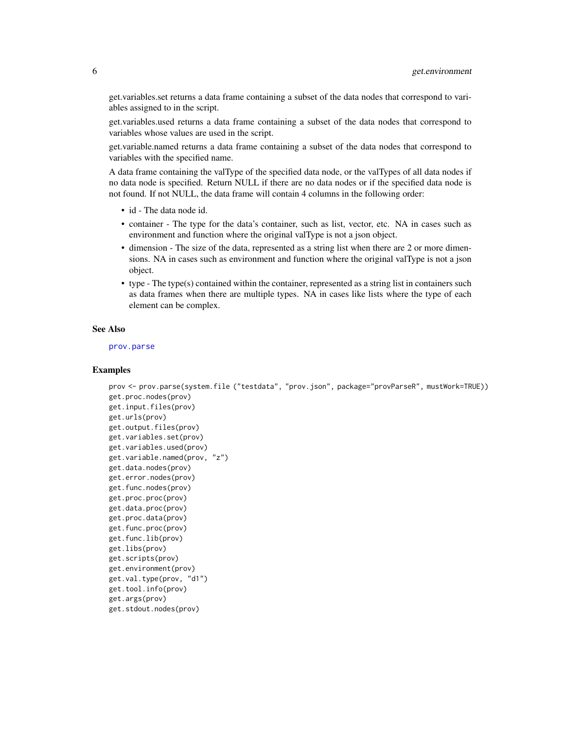get.variables.set returns a data frame containing a subset of the data nodes that correspond to variables assigned to in the script.

get.variables.used returns a data frame containing a subset of the data nodes that correspond to variables whose values are used in the script.

get.variable.named returns a data frame containing a subset of the data nodes that correspond to variables with the specified name.

A data frame containing the valType of the specified data node, or the valTypes of all data nodes if no data node is specified. Return NULL if there are no data nodes or if the specified data node is not found. If not NULL, the data frame will contain 4 columns in the following order:

- id - The data node id.
- container - The type for the data's container, such as list, vector, etc. NA in cases such as environment and function where the original valType is not a json object.
- dimension - The size of the data, represented as a string list when there are 2 or more dimensions. NA in cases such as environment and function where the original valType is not a json object.
- type - The type(s) contained within the container, represented as a string list in containers such as data frames when there are multiple types. NA in cases like lists where the type of each element can be complex.

## See Also

prov.parse

## Examples

```
prov <- prov.parse(system.file ("testdata", "prov.json", package="provParseR", mustWork=TRUE))
get.proc.nodes(prov)
get.input.files(prov)
get.urls(prov)
get.output.files(prov)
get.variables.set(prov)
get.variables.used(prov)
get.variable.named(prov, "z")
get.data.nodes(prov)
get.error.nodes(prov)
get.func.nodes(prov)
get.proc.proc(prov)
get.data.proc(prov)
get.proc.data(prov)
get.func.proc(prov)
get.func.lib(prov)
get.libs(prov)
get.scripts(prov)
get.environment(prov)
get.val.type(prov, "d1")
get.tool.info(prov)
get.args(prov)
get.stdout.nodes(prov)
```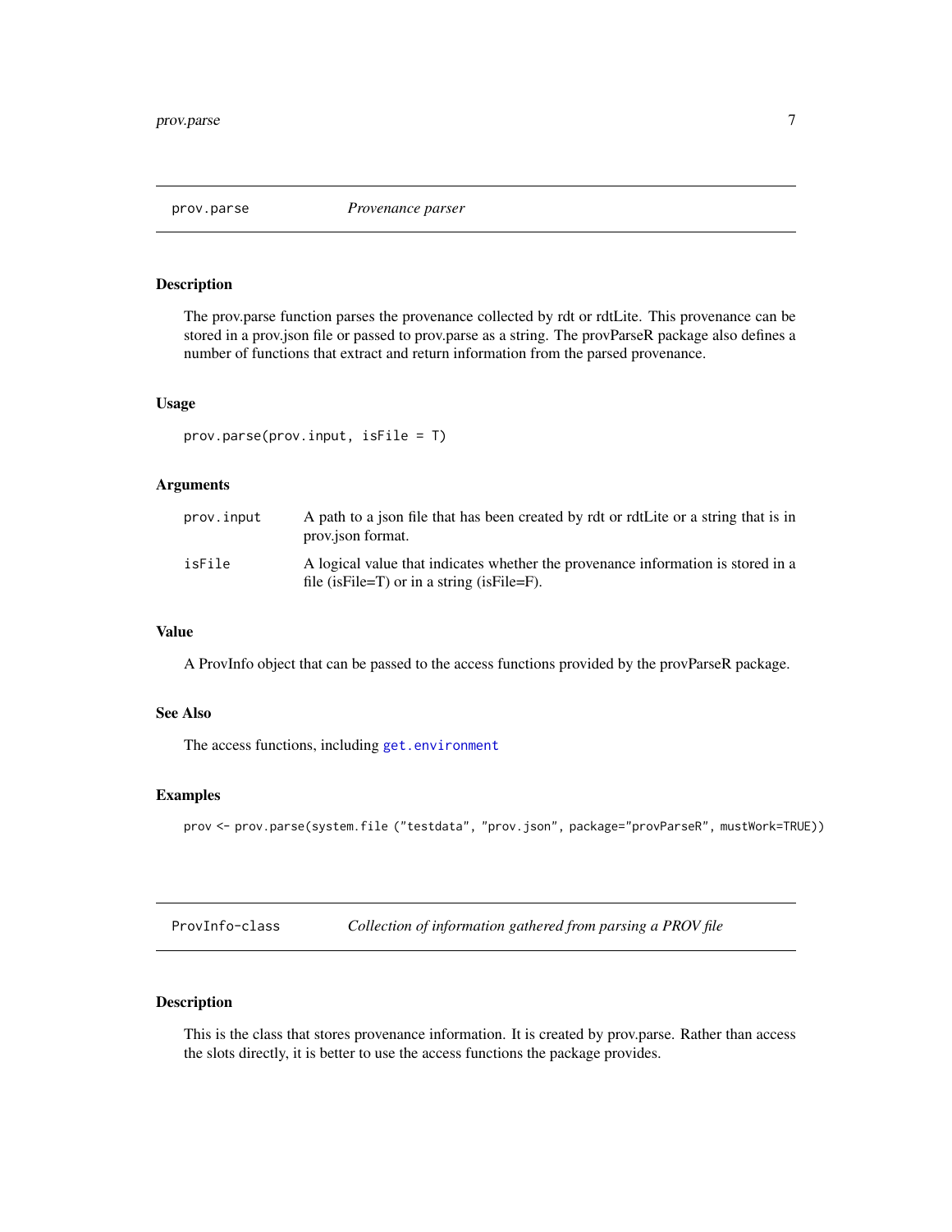## prov.parse *Provenance parser*

### Description

The prov.parse function parses the provenance collected by rdt or rdtLite. This provenance can be stored in a prov.json file or passed to prov.parse as a string. The provParseR package also defines a number of functions that extract and return information from the parsed provenance.

### Usage

```
prov.parse(prov.input, isFile = T)
```

### Arguments

| | |
|---|---|
| prov.input | A path to a json file that has been created by rdt or rdtLite or a string that is in prov.json format. |
| isFile | A logical value that indicates whether the provenance information is stored in a file (isFile=T) or in a string (isFile=F). |

### Value

A ProvInfo object that can be passed to the access functions provided by the provParseR package.

### See Also

The access functions, including `get.environment`

### Examples

```
prov <- prov.parse(system.file ("testdata", "prov.json", package="provParseR", mustWork=TRUE))
```

## ProvInfo-class *Collection of information gathered from parsing a PROV file*

### Description

This is the class that stores provenance information. It is created by prov.parse. Rather than access the slots directly, it is better to use the access functions the package provides.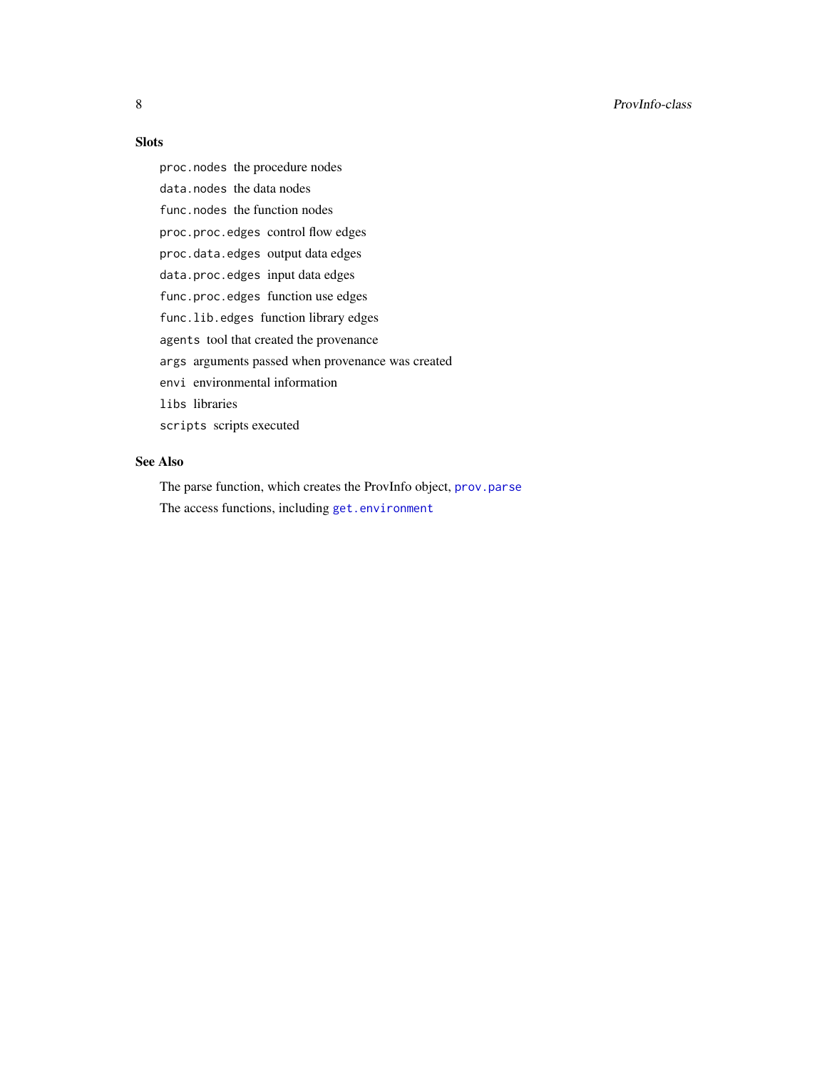### Slots

`proc.nodes` the procedure nodes

`data.nodes` the data nodes

`func.nodes` the function nodes

`proc.proc.edges` control flow edges

`proc.data.edges` output data edges

`data.proc.edges` input data edges

`func.proc.edges` function use edges

`func.lib.edges` function library edges

`agents` tool that created the provenance

`args` arguments passed when provenance was created

`envi` environmental information

`libs` libraries

`scripts` scripts executed

### See Also

The parse function, which creates the ProvInfo object, `prov.parse`

The access functions, including `get.environment`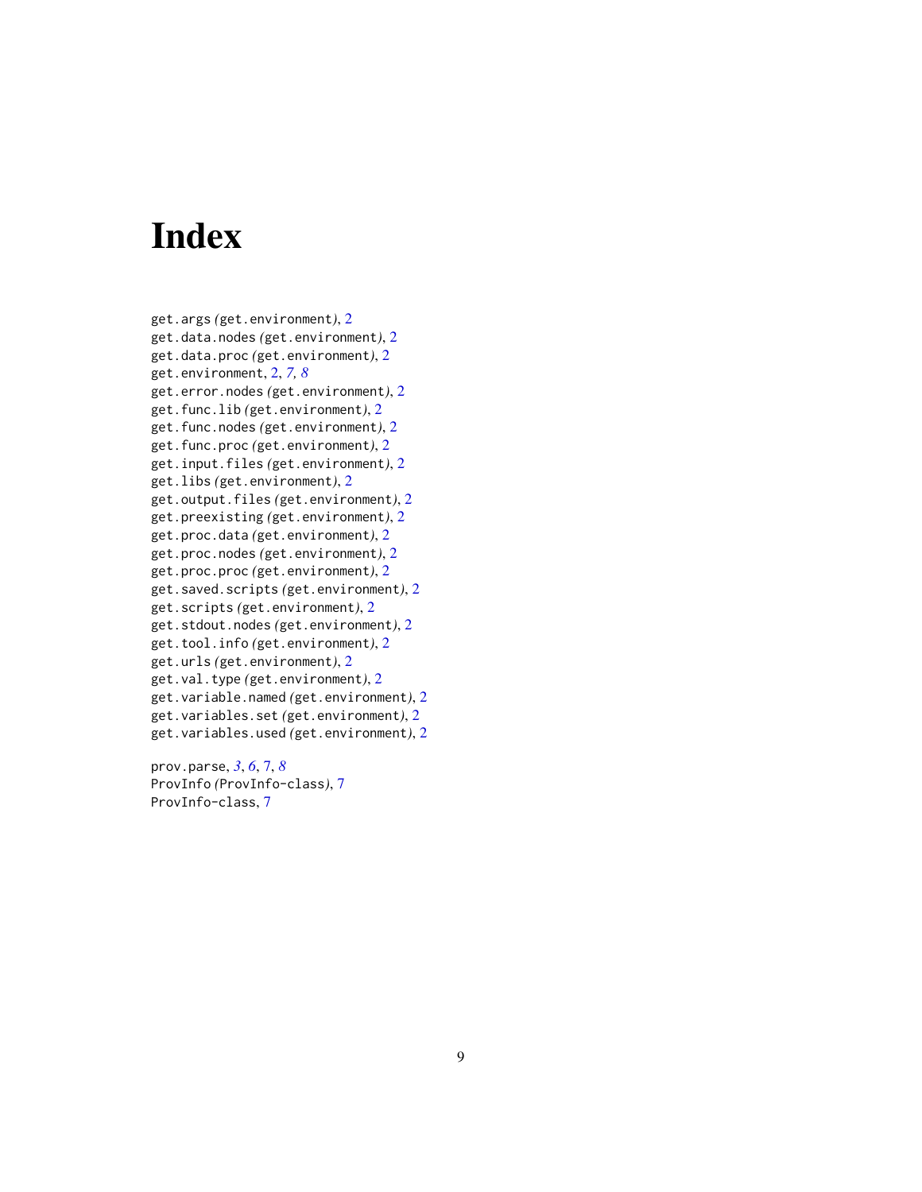# Index

get.args (get.environment), 2
get.data.nodes (get.environment), 2
get.data.proc (get.environment), 2
get.environment, 2, *7, 8*
get.error.nodes (get.environment), 2
get.func.lib (get.environment), 2
get.func.nodes (get.environment), 2
get.func.proc (get.environment), 2
get.input.files (get.environment), 2
get.libs (get.environment), 2
get.output.files (get.environment), 2
get.preexisting (get.environment), 2
get.proc.data (get.environment), 2
get.proc.nodes (get.environment), 2
get.proc.proc (get.environment), 2
get.saved.scripts (get.environment), 2
get.scripts (get.environment), 2
get.stdout.nodes (get.environment), 2
get.tool.info (get.environment), 2
get.urls (get.environment), 2
get.val.type (get.environment), 2
get.variable.named (get.environment), 2
get.variables.set (get.environment), 2
get.variables.used (get.environment), 2

prov.parse, *3*, *6*, 7, *8*
ProvInfo (ProvInfo-class), 7
ProvInfo-class, 7